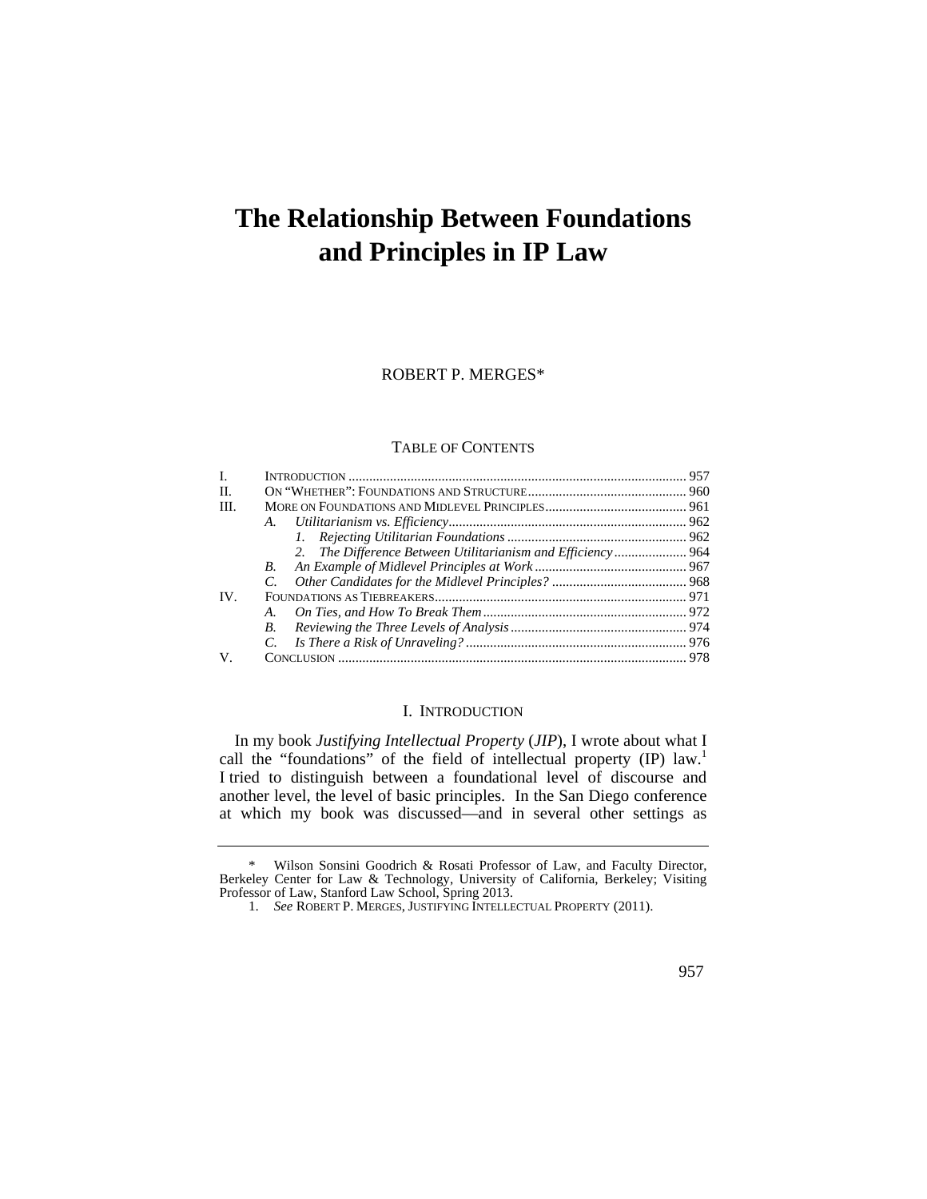# The Relationship Between Foundations and Principles in IP Law

ROBERT P. MERGES*

TABLE OF CONTENTS

| | | |
|---|---|---|
| I. | INTRODUCTION | 957 |
| II. | ON "WHETHER": FOUNDATIONS AND STRUCTURE | 960 |
| III. | MORE ON FOUNDATIONS AND MIDLEVEL PRINCIPLES | 961 |
| | *A. Utilitarianism vs. Efficiency* | 962 |
| | *1. Rejecting Utilitarian Foundations* | 962 |
| | *2. The Difference Between Utilitarianism and Efficiency* | 964 |
| | *B. An Example of Midlevel Principles at Work* | 967 |
| | *C. Other Candidates for the Midlevel Principles?* | 968 |
| IV. | FOUNDATIONS AS TIEBREAKERS | 971 |
| | *A. On Ties, and How To Break Them* | 972 |
| | *B. Reviewing the Three Levels of Analysis* | 974 |
| | *C. Is There a Risk of Unraveling?* | 976 |
| V. | CONCLUSION | 978 |

## I. INTRODUCTION

In my book *Justifying Intellectual Property* (*JIP*), I wrote about what I call the "foundations" of the field of intellectual property (IP) law.[1] I tried to distinguish between a foundational level of discourse and another level, the level of basic principles. In the San Diego conference at which my book was discussed—and in several other settings as

---

\* Wilson Sonsini Goodrich & Rosati Professor of Law, and Faculty Director, Berkeley Center for Law & Technology, University of California, Berkeley; Visiting Professor of Law, Stanford Law School, Spring 2013.

1. *See* ROBERT P. MERGES, JUSTIFYING INTELLECTUAL PROPERTY (2011).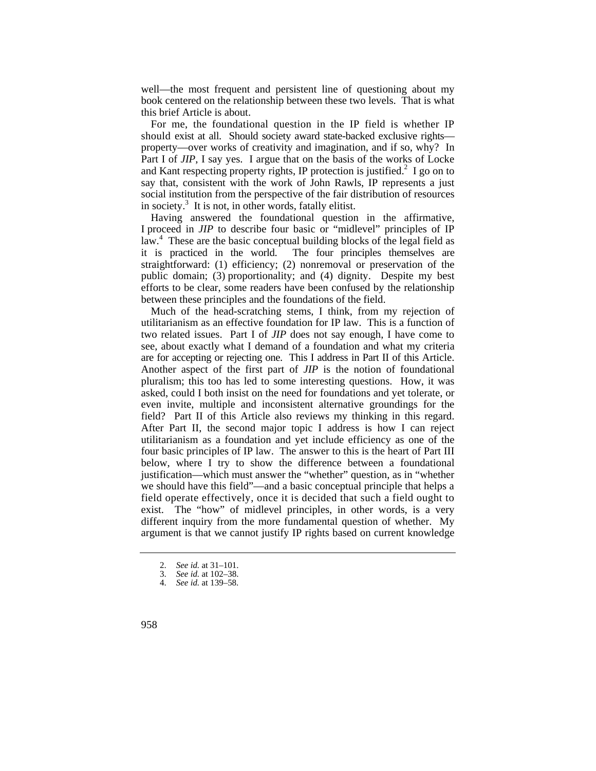well—the most frequent and persistent line of questioning about my book centered on the relationship between these two levels. That is what this brief Article is about.

For me, the foundational question in the IP field is whether IP should exist at all. Should society award state-backed exclusive rights—property—over works of creativity and imagination, and if so, why? In Part I of *JIP*, I say yes. I argue that on the basis of the works of Locke and Kant respecting property rights, IP protection is justified.[2] I go on to say that, consistent with the work of John Rawls, IP represents a just social institution from the perspective of the fair distribution of resources in society.[3] It is not, in other words, fatally elitist.

Having answered the foundational question in the affirmative, I proceed in *JIP* to describe four basic or "midlevel" principles of IP law.[4] These are the basic conceptual building blocks of the legal field as it is practiced in the world. The four principles themselves are straightforward: (1) efficiency; (2) nonremoval or preservation of the public domain; (3) proportionality; and (4) dignity. Despite my best efforts to be clear, some readers have been confused by the relationship between these principles and the foundations of the field.

Much of the head-scratching stems, I think, from my rejection of utilitarianism as an effective foundation for IP law. This is a function of two related issues. Part I of *JIP* does not say enough, I have come to see, about exactly what I demand of a foundation and what my criteria are for accepting or rejecting one. This I address in Part II of this Article. Another aspect of the first part of *JIP* is the notion of foundational pluralism; this too has led to some interesting questions. How, it was asked, could I both insist on the need for foundations and yet tolerate, or even invite, multiple and inconsistent alternative groundings for the field? Part II of this Article also reviews my thinking in this regard. After Part II, the second major topic I address is how I can reject utilitarianism as a foundation and yet include efficiency as one of the four basic principles of IP law. The answer to this is the heart of Part III below, where I try to show the difference between a foundational justification—which must answer the "whether" question, as in "whether we should have this field"—and a basic conceptual principle that helps a field operate effectively, once it is decided that such a field ought to exist. The "how" of midlevel principles, in other words, is a very different inquiry from the more fundamental question of whether. My argument is that we cannot justify IP rights based on current knowledge

2. *See id.* at 31–101.
3. *See id.* at 102–38.
4. *See id.* at 139–58.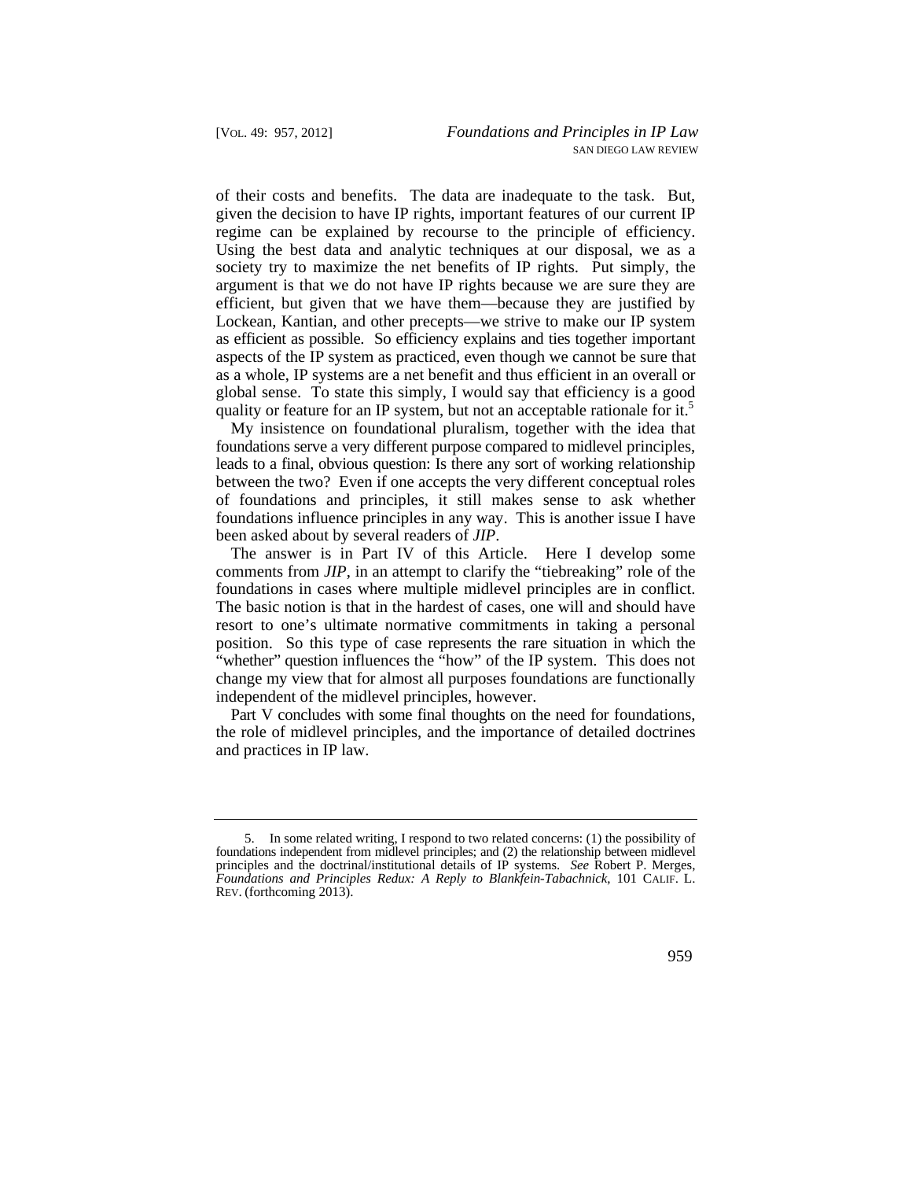of their costs and benefits. The data are inadequate to the task. But, given the decision to have IP rights, important features of our current IP regime can be explained by recourse to the principle of efficiency. Using the best data and analytic techniques at our disposal, we as a society try to maximize the net benefits of IP rights. Put simply, the argument is that we do not have IP rights because we are sure they are efficient, but given that we have them—because they are justified by Lockean, Kantian, and other precepts—we strive to make our IP system as efficient as possible. So efficiency explains and ties together important aspects of the IP system as practiced, even though we cannot be sure that as a whole, IP systems are a net benefit and thus efficient in an overall or global sense. To state this simply, I would say that efficiency is a good quality or feature for an IP system, but not an acceptable rationale for it.[5]

My insistence on foundational pluralism, together with the idea that foundations serve a very different purpose compared to midlevel principles, leads to a final, obvious question: Is there any sort of working relationship between the two? Even if one accepts the very different conceptual roles of foundations and principles, it still makes sense to ask whether foundations influence principles in any way. This is another issue I have been asked about by several readers of *JIP*.

The answer is in Part IV of this Article. Here I develop some comments from *JIP*, in an attempt to clarify the "tiebreaking" role of the foundations in cases where multiple midlevel principles are in conflict. The basic notion is that in the hardest of cases, one will and should have resort to one's ultimate normative commitments in taking a personal position. So this type of case represents the rare situation in which the "whether" question influences the "how" of the IP system. This does not change my view that for almost all purposes foundations are functionally independent of the midlevel principles, however.

Part V concludes with some final thoughts on the need for foundations, the role of midlevel principles, and the importance of detailed doctrines and practices in IP law.

---

5. In some related writing, I respond to two related concerns: (1) the possibility of foundations independent from midlevel principles; and (2) the relationship between midlevel principles and the doctrinal/institutional details of IP systems. *See* Robert P. Merges, *Foundations and Principles Redux: A Reply to Blankfein-Tabachnick*, 101 CALIF. L. REV. (forthcoming 2013).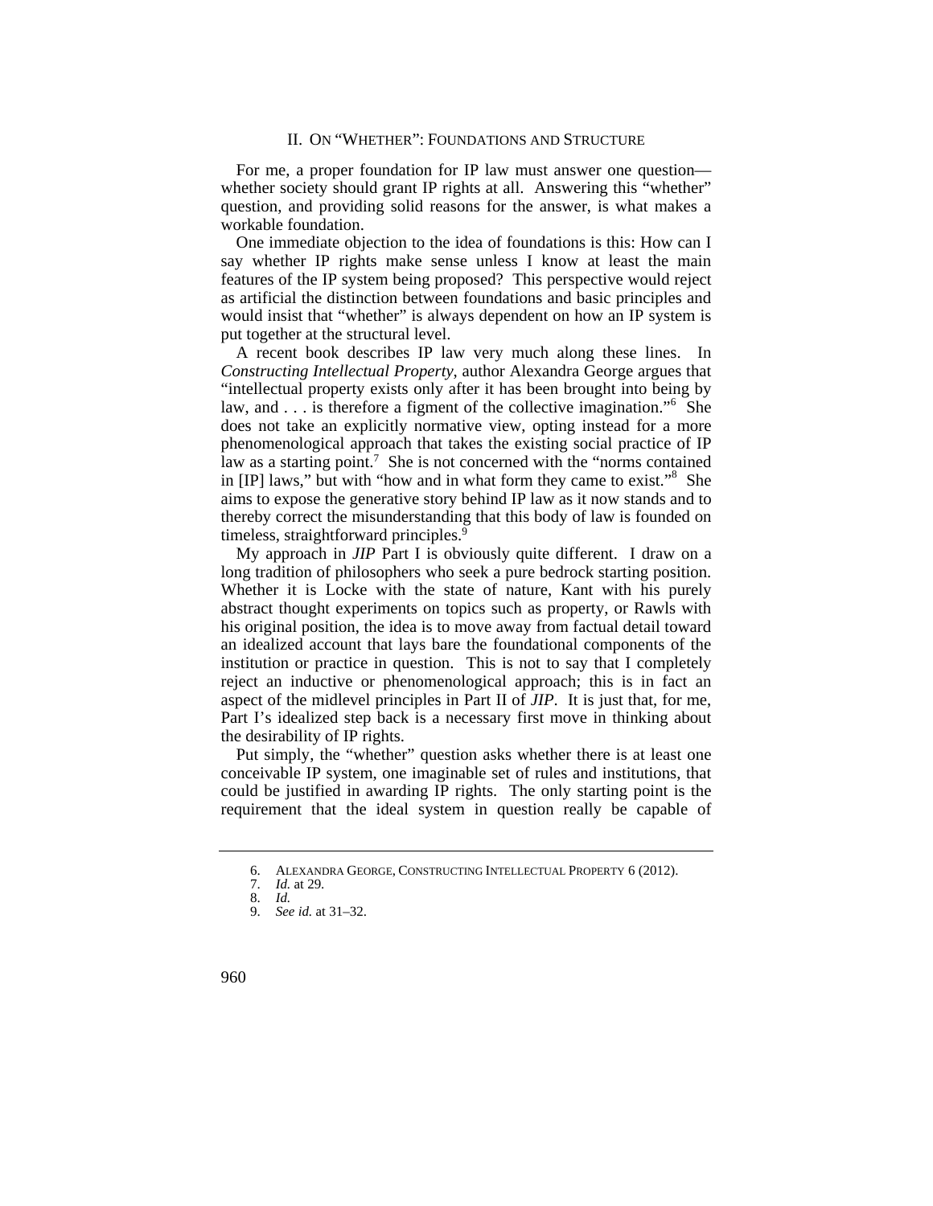## II. ON "WHETHER": FOUNDATIONS AND STRUCTURE

For me, a proper foundation for IP law must answer one question—whether society should grant IP rights at all. Answering this "whether" question, and providing solid reasons for the answer, is what makes a workable foundation.

One immediate objection to the idea of foundations is this: How can I say whether IP rights make sense unless I know at least the main features of the IP system being proposed? This perspective would reject as artificial the distinction between foundations and basic principles and would insist that "whether" is always dependent on how an IP system is put together at the structural level.

A recent book describes IP law very much along these lines. In *Constructing Intellectual Property*, author Alexandra George argues that "intellectual property exists only after it has been brought into being by law, and . . . is therefore a figment of the collective imagination."[6] She does not take an explicitly normative view, opting instead for a more phenomenological approach that takes the existing social practice of IP law as a starting point.[7] She is not concerned with the "norms contained in [IP] laws," but with "how and in what form they came to exist."[8] She aims to expose the generative story behind IP law as it now stands and to thereby correct the misunderstanding that this body of law is founded on timeless, straightforward principles.[9]

My approach in *JIP* Part I is obviously quite different. I draw on a long tradition of philosophers who seek a pure bedrock starting position. Whether it is Locke with the state of nature, Kant with his purely abstract thought experiments on topics such as property, or Rawls with his original position, the idea is to move away from factual detail toward an idealized account that lays bare the foundational components of the institution or practice in question. This is not to say that I completely reject an inductive or phenomenological approach; this is in fact an aspect of the midlevel principles in Part II of *JIP*. It is just that, for me, Part I's idealized step back is a necessary first move in thinking about the desirability of IP rights.

Put simply, the "whether" question asks whether there is at least one conceivable IP system, one imaginable set of rules and institutions, that could be justified in awarding IP rights. The only starting point is the requirement that the ideal system in question really be capable of

---

6. ALEXANDRA GEORGE, CONSTRUCTING INTELLECTUAL PROPERTY 6 (2012).
7. *Id.* at 29.
8. *Id.*
9. *See id.* at 31–32.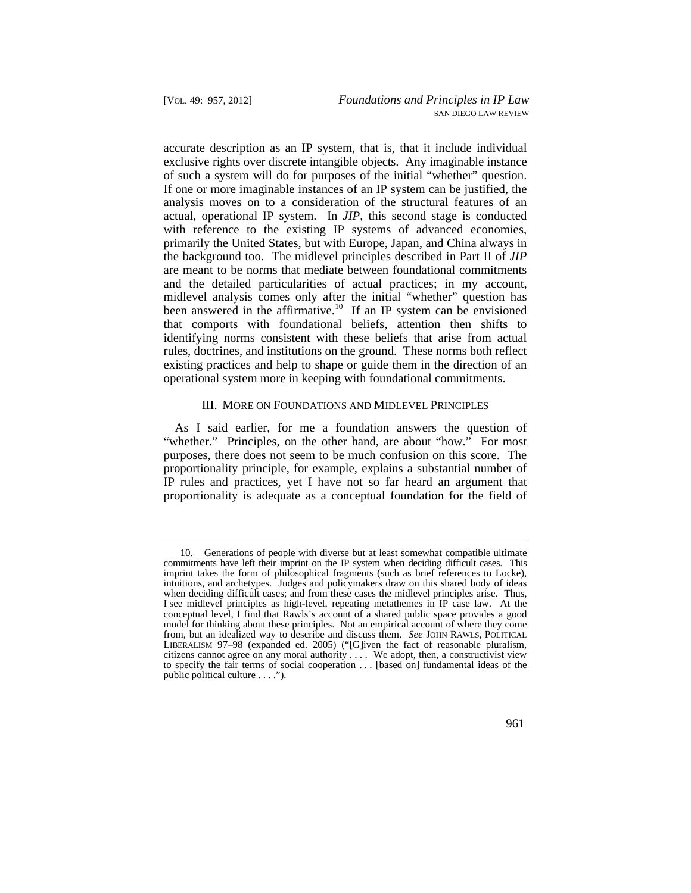accurate description as an IP system, that is, that it include individual exclusive rights over discrete intangible objects. Any imaginable instance of such a system will do for purposes of the initial "whether" question. If one or more imaginable instances of an IP system can be justified, the analysis moves on to a consideration of the structural features of an actual, operational IP system. In *JIP*, this second stage is conducted with reference to the existing IP systems of advanced economies, primarily the United States, but with Europe, Japan, and China always in the background too. The midlevel principles described in Part II of *JIP* are meant to be norms that mediate between foundational commitments and the detailed particularities of actual practices; in my account, midlevel analysis comes only after the initial "whether" question has been answered in the affirmative.[10] If an IP system can be envisioned that comports with foundational beliefs, attention then shifts to identifying norms consistent with these beliefs that arise from actual rules, doctrines, and institutions on the ground. These norms both reflect existing practices and help to shape or guide them in the direction of an operational system more in keeping with foundational commitments.

## III. More on Foundations and Midlevel Principles

As I said earlier, for me a foundation answers the question of "whether." Principles, on the other hand, are about "how." For most purposes, there does not seem to be much confusion on this score. The proportionality principle, for example, explains a substantial number of IP rules and practices, yet I have not so far heard an argument that proportionality is adequate as a conceptual foundation for the field of

---

10. Generations of people with diverse but at least somewhat compatible ultimate commitments have left their imprint on the IP system when deciding difficult cases. This imprint takes the form of philosophical fragments (such as brief references to Locke), intuitions, and archetypes. Judges and policymakers draw on this shared body of ideas when deciding difficult cases; and from these cases the midlevel principles arise. Thus, I see midlevel principles as high-level, repeating metathemes in IP case law. At the conceptual level, I find that Rawls's account of a shared public space provides a good model for thinking about these principles. Not an empirical account of where they come from, but an idealized way to describe and discuss them. *See* JOHN RAWLS, POLITICAL LIBERALISM 97–98 (expanded ed. 2005) ("[G]iven the fact of reasonable pluralism, citizens cannot agree on any moral authority . . . . We adopt, then, a constructivist view to specify the fair terms of social cooperation . . . [based on] fundamental ideas of the public political culture . . . .").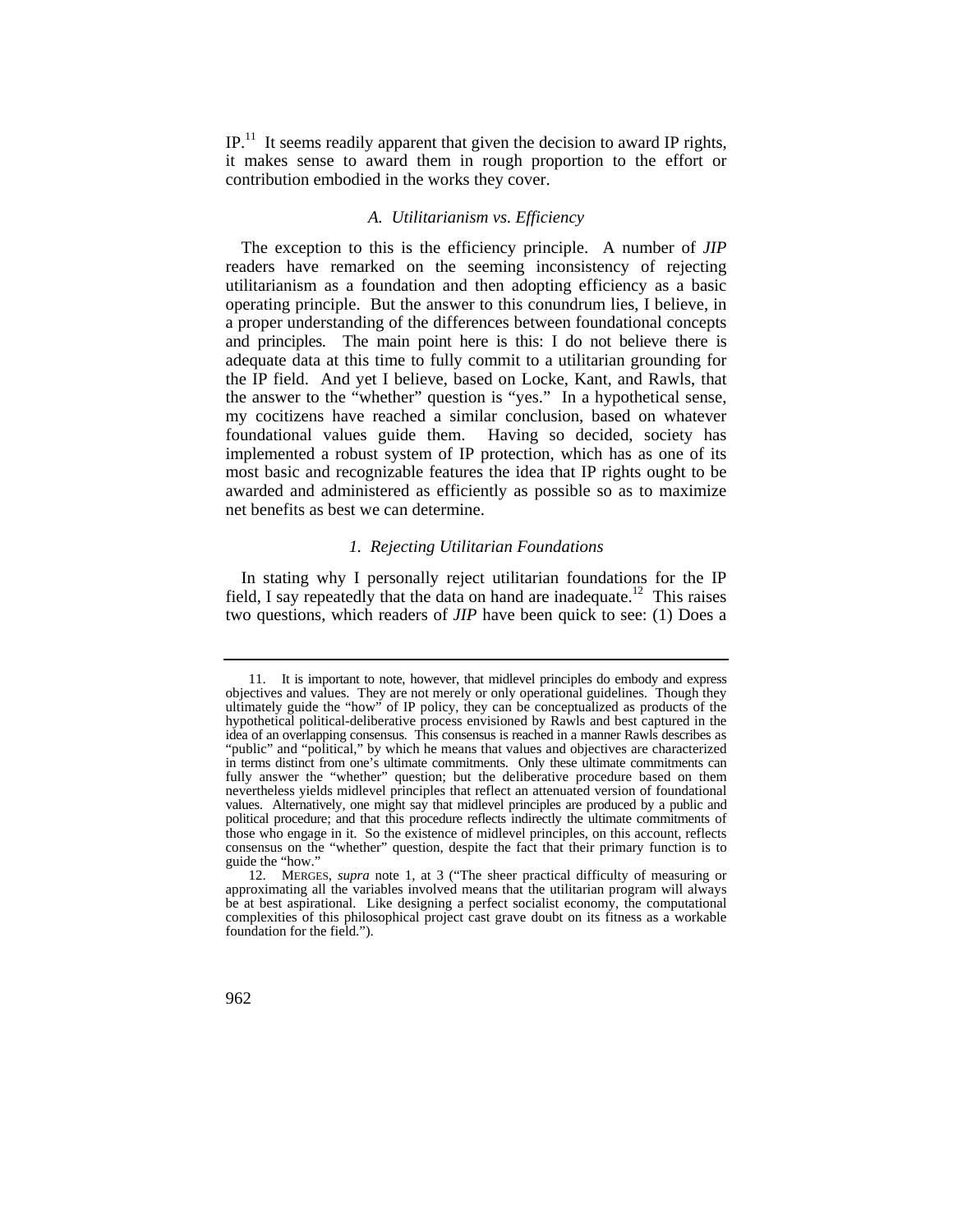IP.[11] It seems readily apparent that given the decision to award IP rights, it makes sense to award them in rough proportion to the effort or contribution embodied in the works they cover.

### *A. Utilitarianism vs. Efficiency*

The exception to this is the efficiency principle. A number of *JIP* readers have remarked on the seeming inconsistency of rejecting utilitarianism as a foundation and then adopting efficiency as a basic operating principle. But the answer to this conundrum lies, I believe, in a proper understanding of the differences between foundational concepts and principles. The main point here is this: I do not believe there is adequate data at this time to fully commit to a utilitarian grounding for the IP field. And yet I believe, based on Locke, Kant, and Rawls, that the answer to the "whether" question is "yes." In a hypothetical sense, my cocitizens have reached a similar conclusion, based on whatever foundational values guide them. Having so decided, society has implemented a robust system of IP protection, which has as one of its most basic and recognizable features the idea that IP rights ought to be awarded and administered as efficiently as possible so as to maximize net benefits as best we can determine.

#### *1. Rejecting Utilitarian Foundations*

In stating why I personally reject utilitarian foundations for the IP field, I say repeatedly that the data on hand are inadequate.[12] This raises two questions, which readers of *JIP* have been quick to see: (1) Does a

---

11. It is important to note, however, that midlevel principles do embody and express objectives and values. They are not merely or only operational guidelines. Though they ultimately guide the "how" of IP policy, they can be conceptualized as products of the hypothetical political-deliberative process envisioned by Rawls and best captured in the idea of an overlapping consensus. This consensus is reached in a manner Rawls describes as "public" and "political," by which he means that values and objectives are characterized in terms distinct from one's ultimate commitments. Only these ultimate commitments can fully answer the "whether" question; but the deliberative procedure based on them nevertheless yields midlevel principles that reflect an attenuated version of foundational values. Alternatively, one might say that midlevel principles are produced by a public and political procedure; and that this procedure reflects indirectly the ultimate commitments of those who engage in it. So the existence of midlevel principles, on this account, reflects consensus on the "whether" question, despite the fact that their primary function is to guide the "how."

12. MERGES, *supra* note 1, at 3 ("The sheer practical difficulty of measuring or approximating all the variables involved means that the utilitarian program will always be at best aspirational. Like designing a perfect socialist economy, the computational complexities of this philosophical project cast grave doubt on its fitness as a workable foundation for the field.").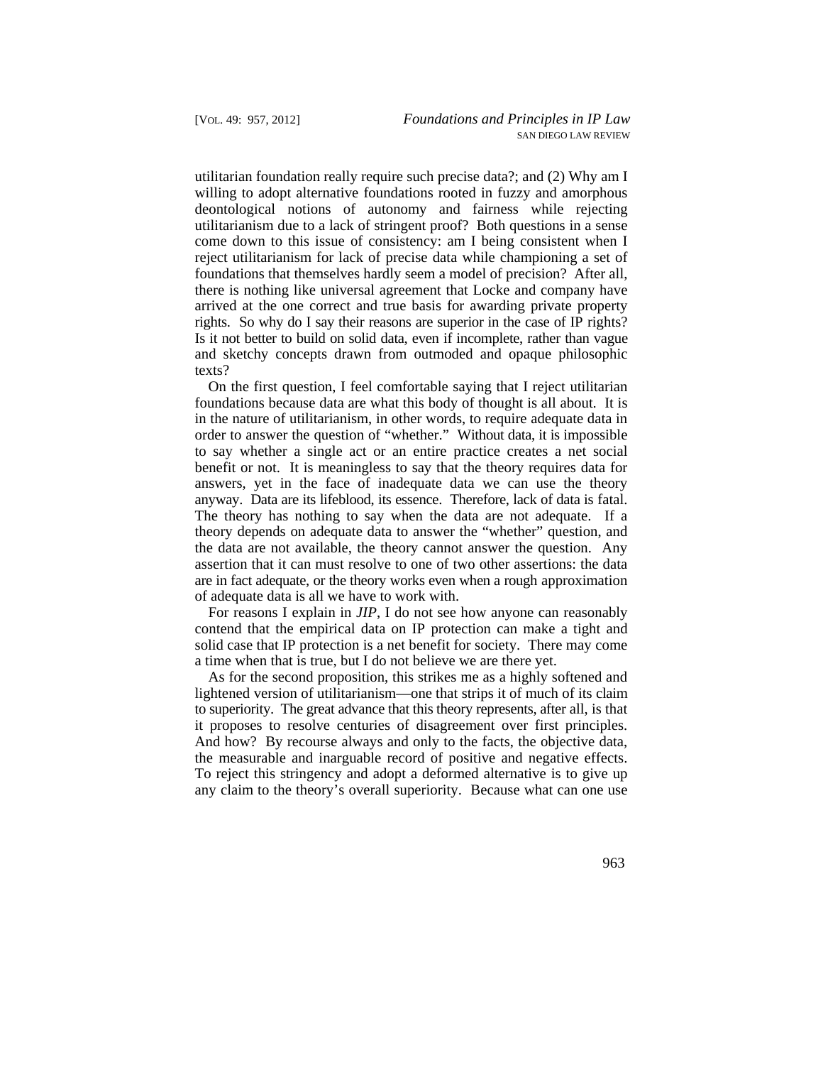utilitarian foundation really require such precise data?; and (2) Why am I willing to adopt alternative foundations rooted in fuzzy and amorphous deontological notions of autonomy and fairness while rejecting utilitarianism due to a lack of stringent proof? Both questions in a sense come down to this issue of consistency: am I being consistent when I reject utilitarianism for lack of precise data while championing a set of foundations that themselves hardly seem a model of precision? After all, there is nothing like universal agreement that Locke and company have arrived at the one correct and true basis for awarding private property rights. So why do I say their reasons are superior in the case of IP rights? Is it not better to build on solid data, even if incomplete, rather than vague and sketchy concepts drawn from outmoded and opaque philosophic texts?

On the first question, I feel comfortable saying that I reject utilitarian foundations because data are what this body of thought is all about. It is in the nature of utilitarianism, in other words, to require adequate data in order to answer the question of "whether." Without data, it is impossible to say whether a single act or an entire practice creates a net social benefit or not. It is meaningless to say that the theory requires data for answers, yet in the face of inadequate data we can use the theory anyway. Data are its lifeblood, its essence. Therefore, lack of data is fatal. The theory has nothing to say when the data are not adequate. If a theory depends on adequate data to answer the "whether" question, and the data are not available, the theory cannot answer the question. Any assertion that it can must resolve to one of two other assertions: the data are in fact adequate, or the theory works even when a rough approximation of adequate data is all we have to work with.

For reasons I explain in *JIP*, I do not see how anyone can reasonably contend that the empirical data on IP protection can make a tight and solid case that IP protection is a net benefit for society. There may come a time when that is true, but I do not believe we are there yet.

As for the second proposition, this strikes me as a highly softened and lightened version of utilitarianism—one that strips it of much of its claim to superiority. The great advance that this theory represents, after all, is that it proposes to resolve centuries of disagreement over first principles. And how? By recourse always and only to the facts, the objective data, the measurable and inarguable record of positive and negative effects. To reject this stringency and adopt a deformed alternative is to give up any claim to the theory's overall superiority. Because what can one use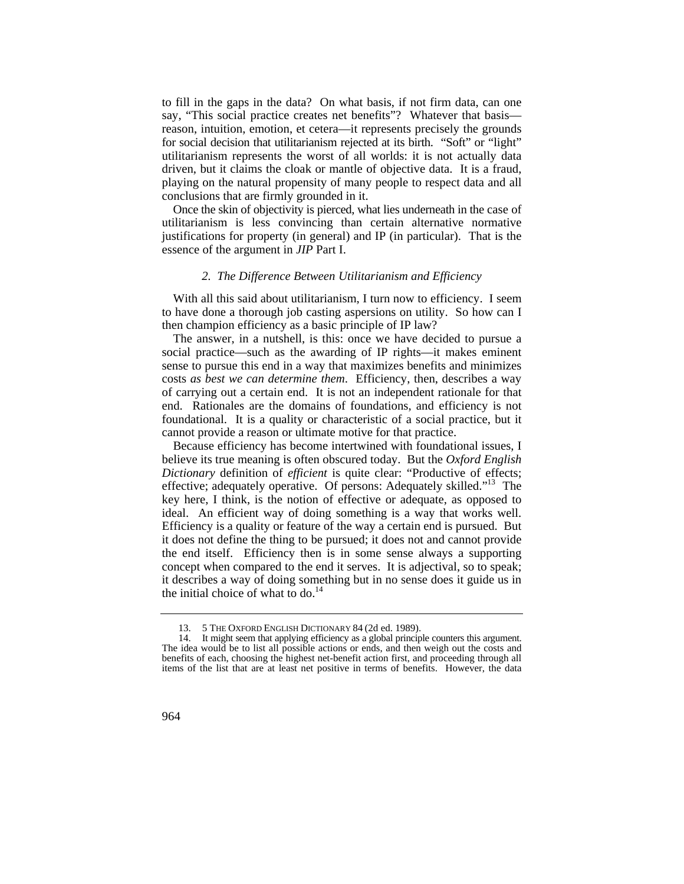to fill in the gaps in the data? On what basis, if not firm data, can one say, "This social practice creates net benefits"? Whatever that basis—reason, intuition, emotion, et cetera—it represents precisely the grounds for social decision that utilitarianism rejected at its birth. "Soft" or "light" utilitarianism represents the worst of all worlds: it is not actually data driven, but it claims the cloak or mantle of objective data. It is a fraud, playing on the natural propensity of many people to respect data and all conclusions that are firmly grounded in it.

Once the skin of objectivity is pierced, what lies underneath in the case of utilitarianism is less convincing than certain alternative normative justifications for property (in general) and IP (in particular). That is the essence of the argument in *JIP* Part I.

### *2. The Difference Between Utilitarianism and Efficiency*

With all this said about utilitarianism, I turn now to efficiency. I seem to have done a thorough job casting aspersions on utility. So how can I then champion efficiency as a basic principle of IP law?

The answer, in a nutshell, is this: once we have decided to pursue a social practice—such as the awarding of IP rights—it makes eminent sense to pursue this end in a way that maximizes benefits and minimizes costs *as best we can determine them*. Efficiency, then, describes a way of carrying out a certain end. It is not an independent rationale for that end. Rationales are the domains of foundations, and efficiency is not foundational. It is a quality or characteristic of a social practice, but it cannot provide a reason or ultimate motive for that practice.

Because efficiency has become intertwined with foundational issues, I believe its true meaning is often obscured today. But the *Oxford English Dictionary* definition of *efficient* is quite clear: "Productive of effects; effective; adequately operative. Of persons: Adequately skilled."[13] The key here, I think, is the notion of effective or adequate, as opposed to ideal. An efficient way of doing something is a way that works well. Efficiency is a quality or feature of the way a certain end is pursued. But it does not define the thing to be pursued; it does not and cannot provide the end itself. Efficiency then is in some sense always a supporting concept when compared to the end it serves. It is adjectival, so to speak; it describes a way of doing something but in no sense does it guide us in the initial choice of what to do.[14]

---

13. 5 THE OXFORD ENGLISH DICTIONARY 84 (2d ed. 1989).

14. It might seem that applying efficiency as a global principle counters this argument. The idea would be to list all possible actions or ends, and then weigh out the costs and benefits of each, choosing the highest net-benefit action first, and proceeding through all items of the list that are at least net positive in terms of benefits. However, the data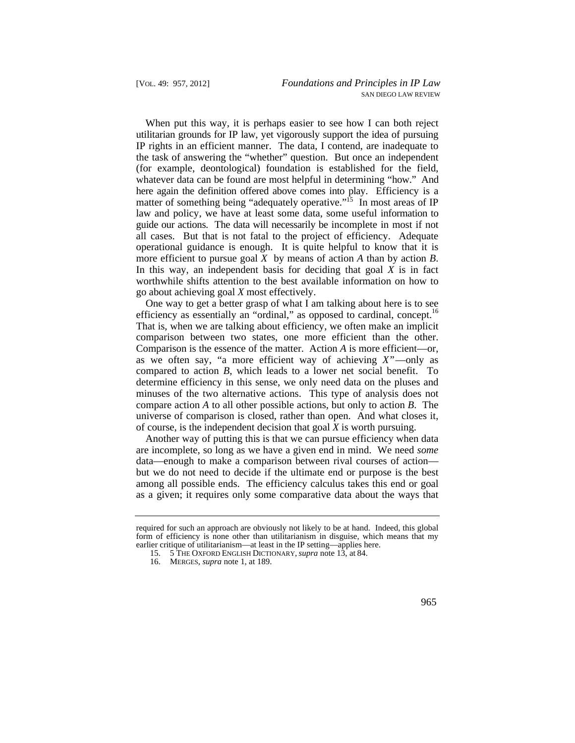When put this way, it is perhaps easier to see how I can both reject utilitarian grounds for IP law, yet vigorously support the idea of pursuing IP rights in an efficient manner. The data, I contend, are inadequate to the task of answering the "whether" question. But once an independent (for example, deontological) foundation is established for the field, whatever data can be found are most helpful in determining "how." And here again the definition offered above comes into play. Efficiency is a matter of something being "adequately operative."[15] In most areas of IP law and policy, we have at least some data, some useful information to guide our actions. The data will necessarily be incomplete in most if not all cases. But that is not fatal to the project of efficiency. Adequate operational guidance is enough. It is quite helpful to know that it is more efficient to pursue goal *X* by means of action *A* than by action *B*. In this way, an independent basis for deciding that goal *X* is in fact worthwhile shifts attention to the best available information on how to go about achieving goal *X* most effectively.

One way to get a better grasp of what I am talking about here is to see efficiency as essentially an "ordinal," as opposed to cardinal, concept.[16] That is, when we are talking about efficiency, we often make an implicit comparison between two states, one more efficient than the other. Comparison is the essence of the matter. Action *A* is more efficient—or, as we often say, "a more efficient way of achieving *X*"—only as compared to action *B*, which leads to a lower net social benefit. To determine efficiency in this sense, we only need data on the pluses and minuses of the two alternative actions. This type of analysis does not compare action *A* to all other possible actions, but only to action *B*. The universe of comparison is closed, rather than open. And what closes it, of course, is the independent decision that goal *X* is worth pursuing.

Another way of putting this is that we can pursue efficiency when data are incomplete, so long as we have a given end in mind. We need *some* data—enough to make a comparison between rival courses of action—but we do not need to decide if the ultimate end or purpose is the best among all possible ends. The efficiency calculus takes this end or goal as a given; it requires only some comparative data about the ways that

---

required for such an approach are obviously not likely to be at hand. Indeed, this global form of efficiency is none other than utilitarianism in disguise, which means that my earlier critique of utilitarianism—at least in the IP setting—applies here.

15. 5 THE OXFORD ENGLISH DICTIONARY, *supra* note 13, at 84.

16. MERGES, *supra* note 1, at 189.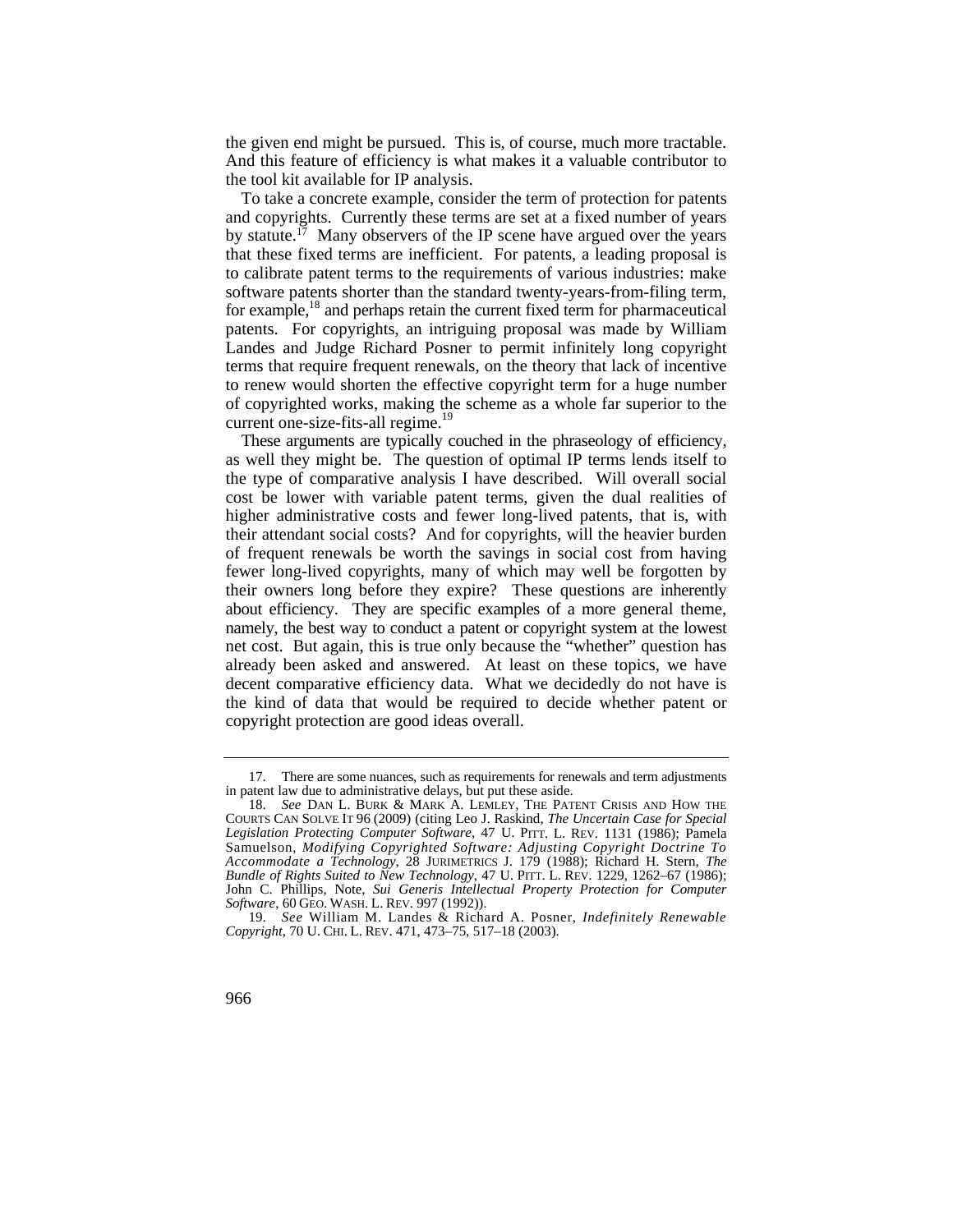the given end might be pursued. This is, of course, much more tractable. And this feature of efficiency is what makes it a valuable contributor to the tool kit available for IP analysis.

To take a concrete example, consider the term of protection for patents and copyrights. Currently these terms are set at a fixed number of years by statute.[17] Many observers of the IP scene have argued over the years that these fixed terms are inefficient. For patents, a leading proposal is to calibrate patent terms to the requirements of various industries: make software patents shorter than the standard twenty-years-from-filing term, for example,[18] and perhaps retain the current fixed term for pharmaceutical patents. For copyrights, an intriguing proposal was made by William Landes and Judge Richard Posner to permit infinitely long copyright terms that require frequent renewals, on the theory that lack of incentive to renew would shorten the effective copyright term for a huge number of copyrighted works, making the scheme as a whole far superior to the current one-size-fits-all regime.[19]

These arguments are typically couched in the phraseology of efficiency, as well they might be. The question of optimal IP terms lends itself to the type of comparative analysis I have described. Will overall social cost be lower with variable patent terms, given the dual realities of higher administrative costs and fewer long-lived patents, that is, with their attendant social costs? And for copyrights, will the heavier burden of frequent renewals be worth the savings in social cost from having fewer long-lived copyrights, many of which may well be forgotten by their owners long before they expire? These questions are inherently about efficiency. They are specific examples of a more general theme, namely, the best way to conduct a patent or copyright system at the lowest net cost. But again, this is true only because the "whether" question has already been asked and answered. At least on these topics, we have decent comparative efficiency data. What we decidedly do not have is the kind of data that would be required to decide whether patent or copyright protection are good ideas overall.

---

17. There are some nuances, such as requirements for renewals and term adjustments in patent law due to administrative delays, but put these aside.

18. *See* DAN L. BURK & MARK A. LEMLEY, THE PATENT CRISIS AND HOW THE COURTS CAN SOLVE IT 96 (2009) (citing Leo J. Raskind, *The Uncertain Case for Special Legislation Protecting Computer Software*, 47 U. PITT. L. REV. 1131 (1986); Pamela Samuelson, *Modifying Copyrighted Software: Adjusting Copyright Doctrine To Accommodate a Technology*, 28 JURIMETRICS J. 179 (1988); Richard H. Stern, *The Bundle of Rights Suited to New Technology*, 47 U. PITT. L. REV. 1229, 1262–67 (1986); John C. Phillips, Note, *Sui Generis Intellectual Property Protection for Computer Software*, 60 GEO. WASH. L. REV. 997 (1992)).

19. *See* William M. Landes & Richard A. Posner, *Indefinitely Renewable Copyright*, 70 U. CHI. L. REV. 471, 473–75, 517–18 (2003).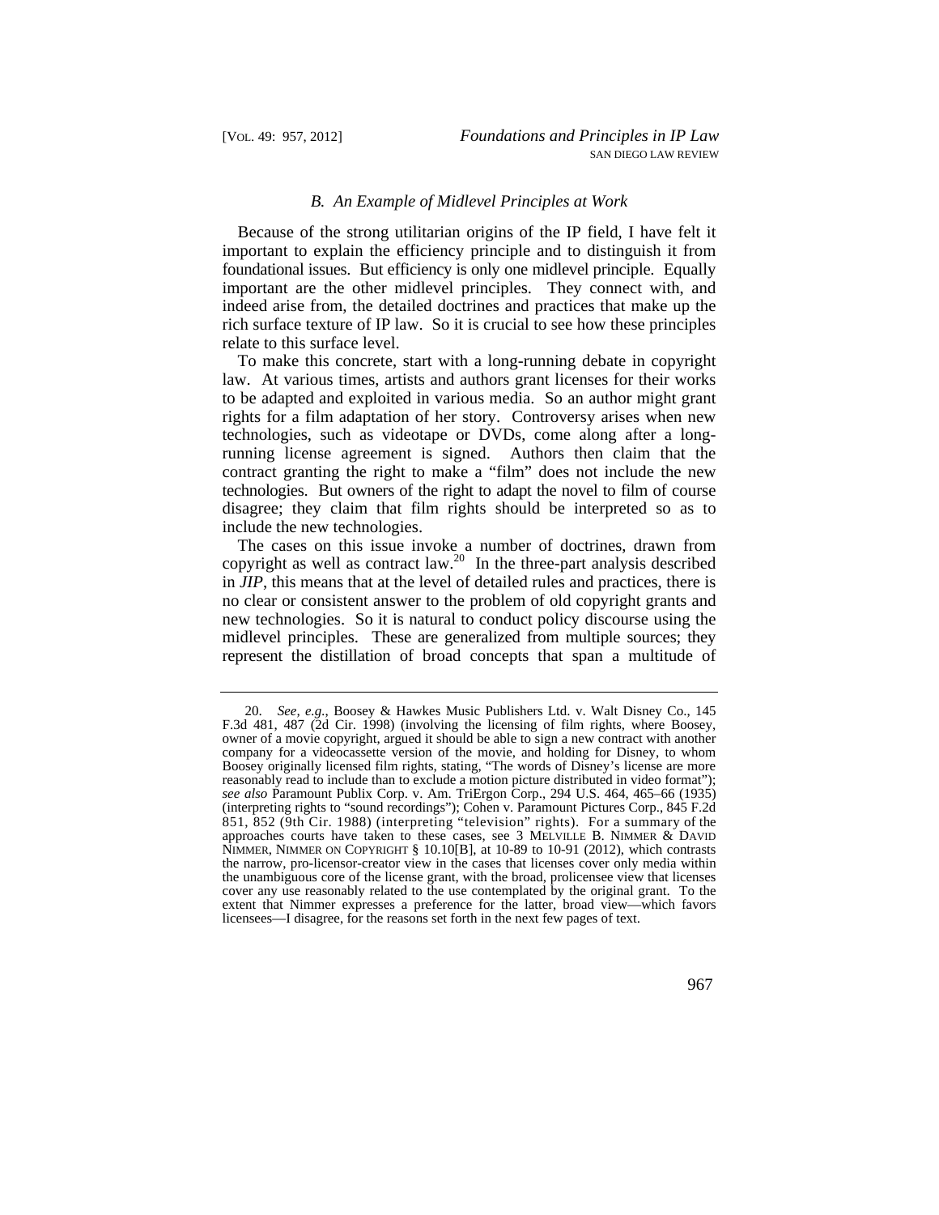### *B. An Example of Midlevel Principles at Work*

Because of the strong utilitarian origins of the IP field, I have felt it important to explain the efficiency principle and to distinguish it from foundational issues. But efficiency is only one midlevel principle. Equally important are the other midlevel principles. They connect with, and indeed arise from, the detailed doctrines and practices that make up the rich surface texture of IP law. So it is crucial to see how these principles relate to this surface level.

To make this concrete, start with a long-running debate in copyright law. At various times, artists and authors grant licenses for their works to be adapted and exploited in various media. So an author might grant rights for a film adaptation of her story. Controversy arises when new technologies, such as videotape or DVDs, come along after a long-running license agreement is signed. Authors then claim that the contract granting the right to make a "film" does not include the new technologies. But owners of the right to adapt the novel to film of course disagree; they claim that film rights should be interpreted so as to include the new technologies.

The cases on this issue invoke a number of doctrines, drawn from copyright as well as contract law.[20] In the three-part analysis described in *JIP*, this means that at the level of detailed rules and practices, there is no clear or consistent answer to the problem of old copyright grants and new technologies. So it is natural to conduct policy discourse using the midlevel principles. These are generalized from multiple sources; they represent the distillation of broad concepts that span a multitude of

---

20. *See, e.g.*, Boosey & Hawkes Music Publishers Ltd. v. Walt Disney Co., 145 F.3d 481, 487 (2d Cir. 1998) (involving the licensing of film rights, where Boosey, owner of a movie copyright, argued it should be able to sign a new contract with another company for a videocassette version of the movie, and holding for Disney, to whom Boosey originally licensed film rights, stating, "The words of Disney's license are more reasonably read to include than to exclude a motion picture distributed in video format"); *see also* Paramount Publix Corp. v. Am. TriErgon Corp., 294 U.S. 464, 465–66 (1935) (interpreting rights to "sound recordings"); Cohen v. Paramount Pictures Corp., 845 F.2d 851, 852 (9th Cir. 1988) (interpreting "television" rights). For a summary of the approaches courts have taken to these cases, see 3 MELVILLE B. NIMMER & DAVID NIMMER, NIMMER ON COPYRIGHT § 10.10[B], at 10-89 to 10-91 (2012), which contrasts the narrow, pro-licensor-creator view in the cases that licenses cover only media within the unambiguous core of the license grant, with the broad, prolicensee view that licenses cover any use reasonably related to the use contemplated by the original grant. To the extent that Nimmer expresses a preference for the latter, broad view—which favors licensees—I disagree, for the reasons set forth in the next few pages of text.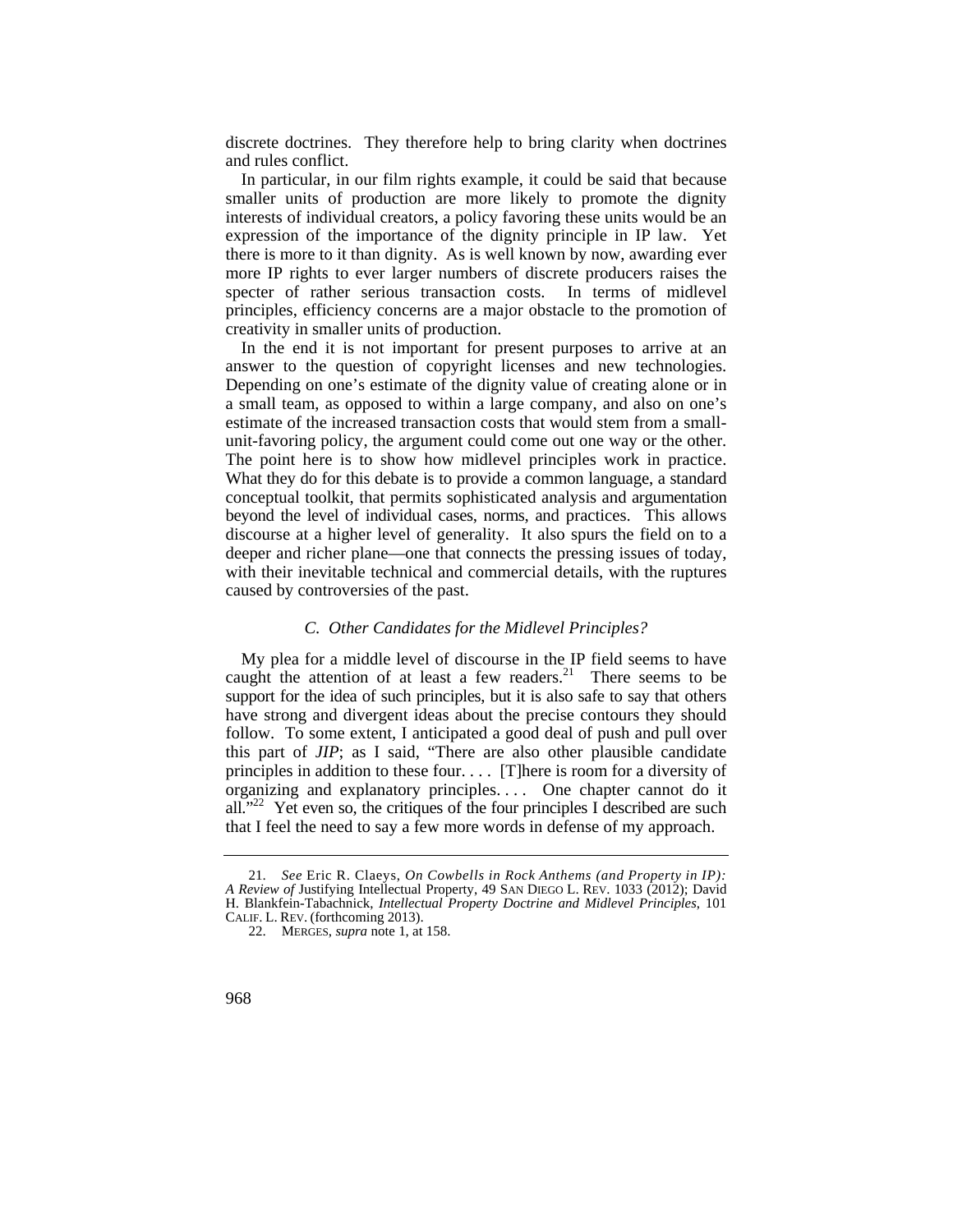discrete doctrines. They therefore help to bring clarity when doctrines and rules conflict.

In particular, in our film rights example, it could be said that because smaller units of production are more likely to promote the dignity interests of individual creators, a policy favoring these units would be an expression of the importance of the dignity principle in IP law. Yet there is more to it than dignity. As is well known by now, awarding ever more IP rights to ever larger numbers of discrete producers raises the specter of rather serious transaction costs. In terms of midlevel principles, efficiency concerns are a major obstacle to the promotion of creativity in smaller units of production.

In the end it is not important for present purposes to arrive at an answer to the question of copyright licenses and new technologies. Depending on one's estimate of the dignity value of creating alone or in a small team, as opposed to within a large company, and also on one's estimate of the increased transaction costs that would stem from a small-unit-favoring policy, the argument could come out one way or the other. The point here is to show how midlevel principles work in practice. What they do for this debate is to provide a common language, a standard conceptual toolkit, that permits sophisticated analysis and argumentation beyond the level of individual cases, norms, and practices. This allows discourse at a higher level of generality. It also spurs the field on to a deeper and richer plane—one that connects the pressing issues of today, with their inevitable technical and commercial details, with the ruptures caused by controversies of the past.

### *C. Other Candidates for the Midlevel Principles?*

My plea for a middle level of discourse in the IP field seems to have caught the attention of at least a few readers.[21] There seems to be support for the idea of such principles, but it is also safe to say that others have strong and divergent ideas about the precise contours they should follow. To some extent, I anticipated a good deal of push and pull over this part of *JIP*; as I said, "There are also other plausible candidate principles in addition to these four. . . . [T]here is room for a diversity of organizing and explanatory principles. . . . One chapter cannot do it all."[22] Yet even so, the critiques of the four principles I described are such that I feel the need to say a few more words in defense of my approach.

---

21. *See* Eric R. Claeys, *On Cowbells in Rock Anthems (and Property in IP): A Review of* Justifying Intellectual Property, 49 SAN DIEGO L. REV. 1033 (2012); David H. Blankfein-Tabachnick, *Intellectual Property Doctrine and Midlevel Principles*, 101 CALIF. L. REV. (forthcoming 2013).

22. MERGES, *supra* note 1, at 158.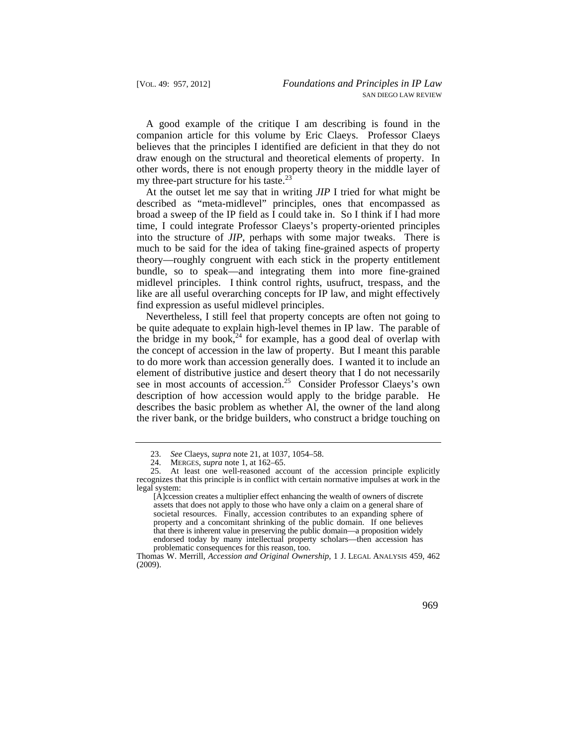A good example of the critique I am describing is found in the companion article for this volume by Eric Claeys. Professor Claeys believes that the principles I identified are deficient in that they do not draw enough on the structural and theoretical elements of property. In other words, there is not enough property theory in the middle layer of my three-part structure for his taste.[23]

At the outset let me say that in writing *JIP* I tried for what might be described as "meta-midlevel" principles, ones that encompassed as broad a sweep of the IP field as I could take in. So I think if I had more time, I could integrate Professor Claeys's property-oriented principles into the structure of *JIP*, perhaps with some major tweaks. There is much to be said for the idea of taking fine-grained aspects of property theory—roughly congruent with each stick in the property entitlement bundle, so to speak—and integrating them into more fine-grained midlevel principles. I think control rights, usufruct, trespass, and the like are all useful overarching concepts for IP law, and might effectively find expression as useful midlevel principles.

Nevertheless, I still feel that property concepts are often not going to be quite adequate to explain high-level themes in IP law. The parable of the bridge in my book,[24] for example, has a good deal of overlap with the concept of accession in the law of property. But I meant this parable to do more work than accession generally does. I wanted it to include an element of distributive justice and desert theory that I do not necessarily see in most accounts of accession.[25] Consider Professor Claeys's own description of how accession would apply to the bridge parable. He describes the basic problem as whether Al, the owner of the land along the river bank, or the bridge builders, who construct a bridge touching on

---

23. *See* Claeys, *supra* note 21, at 1037, 1054–58.

24. MERGES, *supra* note 1, at 162–65.

25. At least one well-reasoned account of the accession principle explicitly recognizes that this principle is in conflict with certain normative impulses at work in the legal system:

> [A]ccession creates a multiplier effect enhancing the wealth of owners of discrete assets that does not apply to those who have only a claim on a general share of societal resources. Finally, accession contributes to an expanding sphere of property and a concomitant shrinking of the public domain. If one believes that there is inherent value in preserving the public domain—a proposition widely endorsed today by many intellectual property scholars—then accession has problematic consequences for this reason, too.

Thomas W. Merrill, *Accession and Original Ownership*, 1 J. LEGAL ANALYSIS 459, 462 (2009).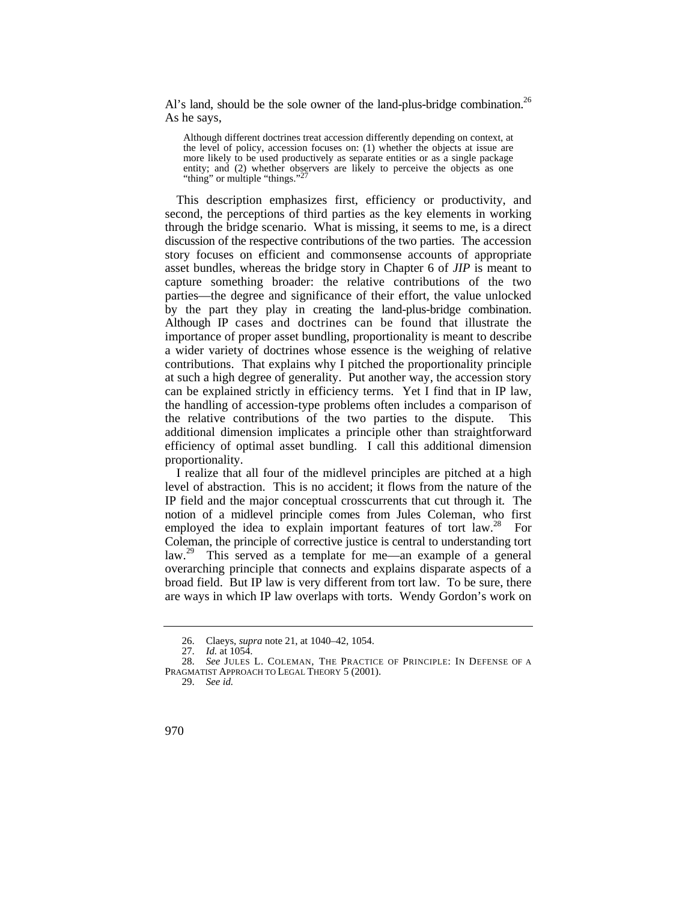Al's land, should be the sole owner of the land-plus-bridge combination.[26] As he says,

> Although different doctrines treat accession differently depending on context, at the level of policy, accession focuses on: (1) whether the objects at issue are more likely to be used productively as separate entities or as a single package entity; and (2) whether observers are likely to perceive the objects as one "thing" or multiple "things."[27]

This description emphasizes first, efficiency or productivity, and second, the perceptions of third parties as the key elements in working through the bridge scenario. What is missing, it seems to me, is a direct discussion of the respective contributions of the two parties. The accession story focuses on efficient and commonsense accounts of appropriate asset bundles, whereas the bridge story in Chapter 6 of *JIP* is meant to capture something broader: the relative contributions of the two parties—the degree and significance of their effort, the value unlocked by the part they play in creating the land-plus-bridge combination. Although IP cases and doctrines can be found that illustrate the importance of proper asset bundling, proportionality is meant to describe a wider variety of doctrines whose essence is the weighing of relative contributions. That explains why I pitched the proportionality principle at such a high degree of generality. Put another way, the accession story can be explained strictly in efficiency terms. Yet I find that in IP law, the handling of accession-type problems often includes a comparison of the relative contributions of the two parties to the dispute. This additional dimension implicates a principle other than straightforward efficiency of optimal asset bundling. I call this additional dimension proportionality.

I realize that all four of the midlevel principles are pitched at a high level of abstraction. This is no accident; it flows from the nature of the IP field and the major conceptual crosscurrents that cut through it. The notion of a midlevel principle comes from Jules Coleman, who first employed the idea to explain important features of tort law.[28] For Coleman, the principle of corrective justice is central to understanding tort law.[29] This served as a template for me—an example of a general overarching principle that connects and explains disparate aspects of a broad field. But IP law is very different from tort law. To be sure, there are ways in which IP law overlaps with torts. Wendy Gordon's work on

---

26. Claeys, *supra* note 21, at 1040–42, 1054.

27. *Id.* at 1054.

28. *See* JULES L. COLEMAN, THE PRACTICE OF PRINCIPLE: IN DEFENSE OF A PRAGMATIST APPROACH TO LEGAL THEORY 5 (2001).

29. *See id.*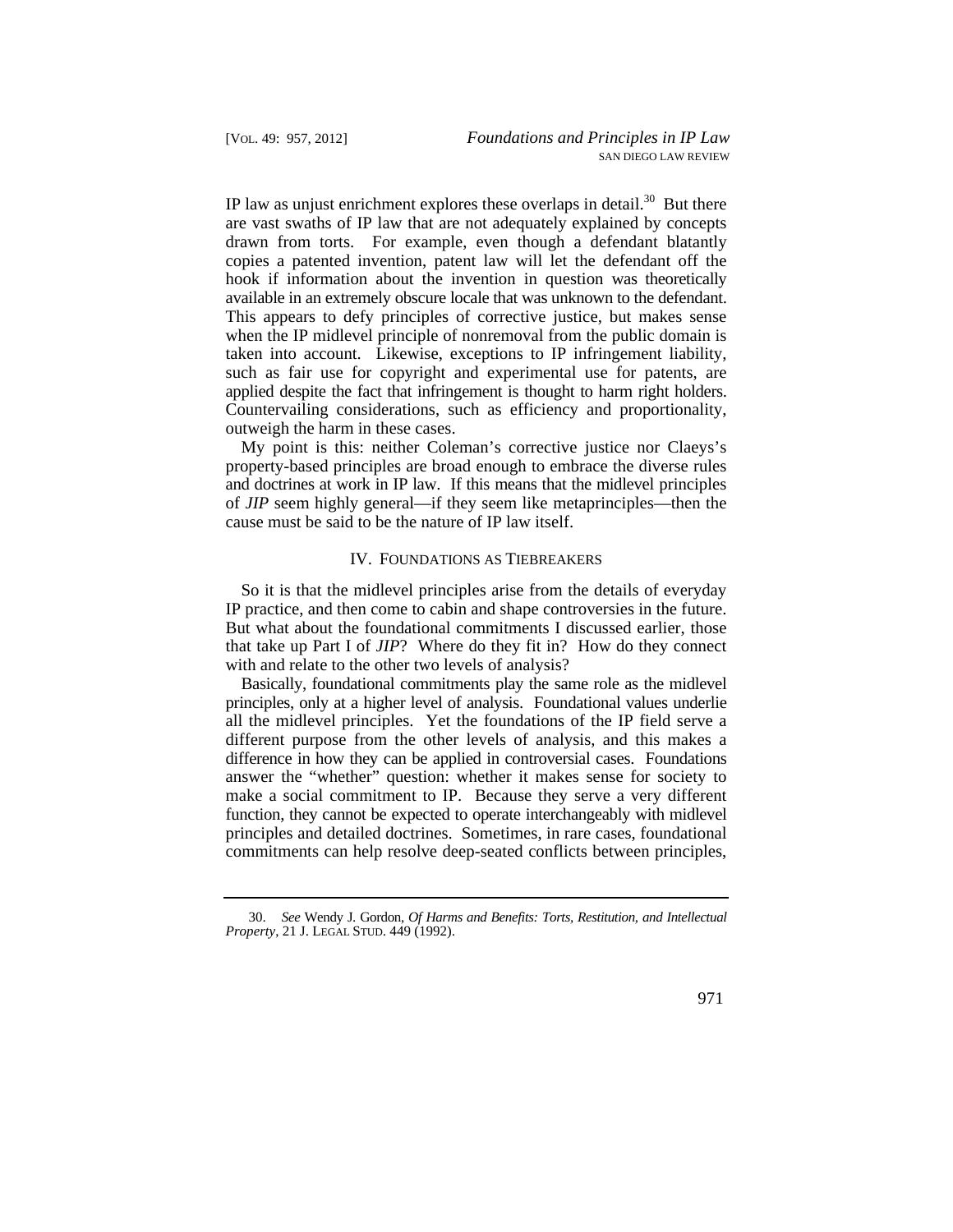IP law as unjust enrichment explores these overlaps in detail.[30] But there are vast swaths of IP law that are not adequately explained by concepts drawn from torts. For example, even though a defendant blatantly copies a patented invention, patent law will let the defendant off the hook if information about the invention in question was theoretically available in an extremely obscure locale that was unknown to the defendant. This appears to defy principles of corrective justice, but makes sense when the IP midlevel principle of nonremoval from the public domain is taken into account. Likewise, exceptions to IP infringement liability, such as fair use for copyright and experimental use for patents, are applied despite the fact that infringement is thought to harm right holders. Countervailing considerations, such as efficiency and proportionality, outweigh the harm in these cases.

My point is this: neither Coleman's corrective justice nor Claeys's property-based principles are broad enough to embrace the diverse rules and doctrines at work in IP law. If this means that the midlevel principles of *JIP* seem highly general—if they seem like metaprinciples—then the cause must be said to be the nature of IP law itself.

## IV. FOUNDATIONS AS TIEBREAKERS

So it is that the midlevel principles arise from the details of everyday IP practice, and then come to cabin and shape controversies in the future. But what about the foundational commitments I discussed earlier, those that take up Part I of *JIP*? Where do they fit in? How do they connect with and relate to the other two levels of analysis?

Basically, foundational commitments play the same role as the midlevel principles, only at a higher level of analysis. Foundational values underlie all the midlevel principles. Yet the foundations of the IP field serve a different purpose from the other levels of analysis, and this makes a difference in how they can be applied in controversial cases. Foundations answer the "whether" question: whether it makes sense for society to make a social commitment to IP. Because they serve a very different function, they cannot be expected to operate interchangeably with midlevel principles and detailed doctrines. Sometimes, in rare cases, foundational commitments can help resolve deep-seated conflicts between principles,

---

30. *See* Wendy J. Gordon, *Of Harms and Benefits: Torts, Restitution, and Intellectual Property*, 21 J. LEGAL STUD. 449 (1992).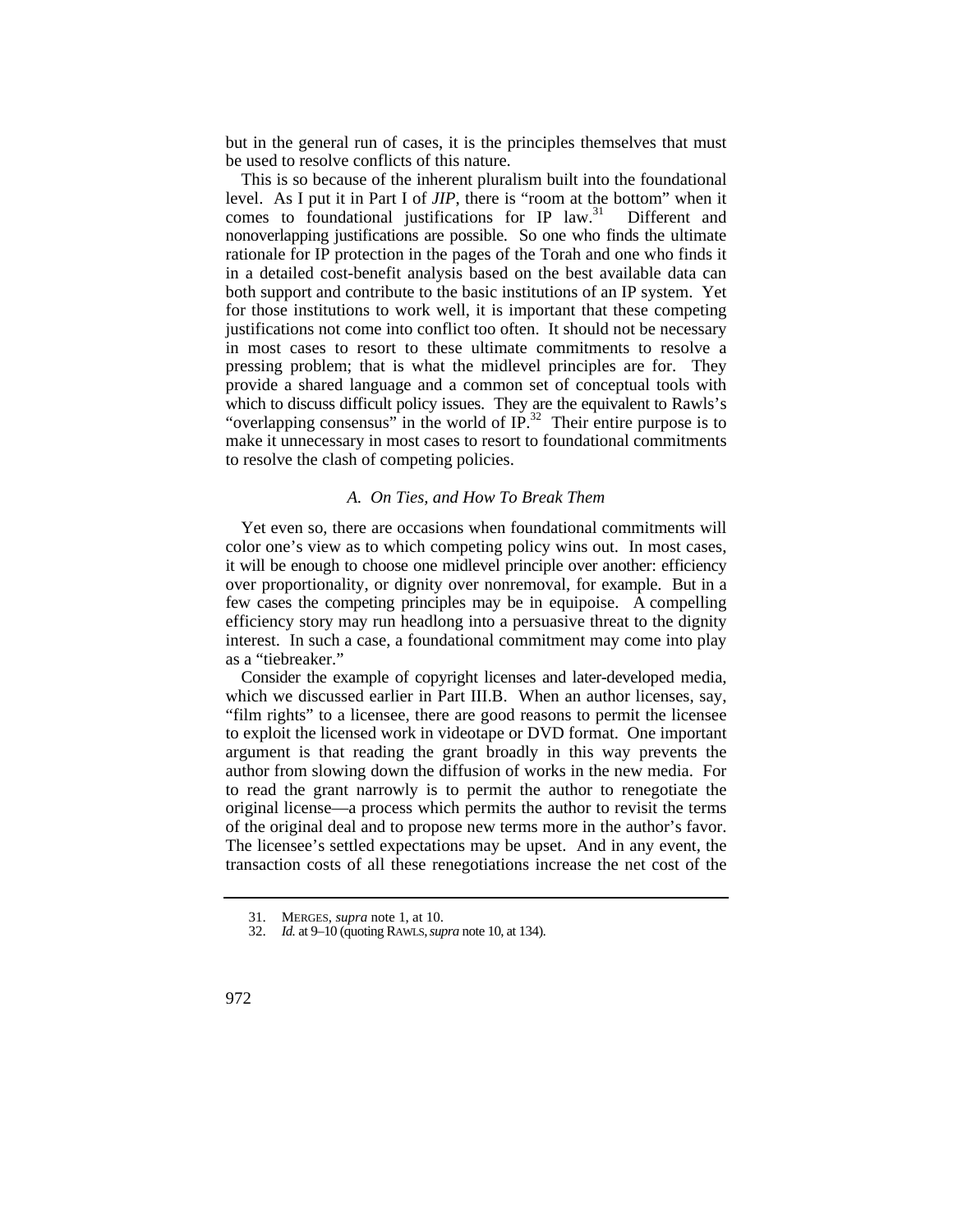but in the general run of cases, it is the principles themselves that must be used to resolve conflicts of this nature.

This is so because of the inherent pluralism built into the foundational level. As I put it in Part I of *JIP*, there is "room at the bottom" when it comes to foundational justifications for IP law.[31] Different and nonoverlapping justifications are possible. So one who finds the ultimate rationale for IP protection in the pages of the Torah and one who finds it in a detailed cost-benefit analysis based on the best available data can both support and contribute to the basic institutions of an IP system. Yet for those institutions to work well, it is important that these competing justifications not come into conflict too often. It should not be necessary in most cases to resort to these ultimate commitments to resolve a pressing problem; that is what the midlevel principles are for. They provide a shared language and a common set of conceptual tools with which to discuss difficult policy issues. They are the equivalent to Rawls's "overlapping consensus" in the world of IP.[32] Their entire purpose is to make it unnecessary in most cases to resort to foundational commitments to resolve the clash of competing policies.

### *A. On Ties, and How To Break Them*

Yet even so, there are occasions when foundational commitments will color one's view as to which competing policy wins out. In most cases, it will be enough to choose one midlevel principle over another: efficiency over proportionality, or dignity over nonremoval, for example. But in a few cases the competing principles may be in equipoise. A compelling efficiency story may run headlong into a persuasive threat to the dignity interest. In such a case, a foundational commitment may come into play as a "tiebreaker."

Consider the example of copyright licenses and later-developed media, which we discussed earlier in Part III.B. When an author licenses, say, "film rights" to a licensee, there are good reasons to permit the licensee to exploit the licensed work in videotape or DVD format. One important argument is that reading the grant broadly in this way prevents the author from slowing down the diffusion of works in the new media. For to read the grant narrowly is to permit the author to renegotiate the original license—a process which permits the author to revisit the terms of the original deal and to propose new terms more in the author's favor. The licensee's settled expectations may be upset. And in any event, the transaction costs of all these renegotiations increase the net cost of the

---

31. MERGES, *supra* note 1, at 10.

32. *Id.* at 9–10 (quoting RAWLS, *supra* note 10, at 134).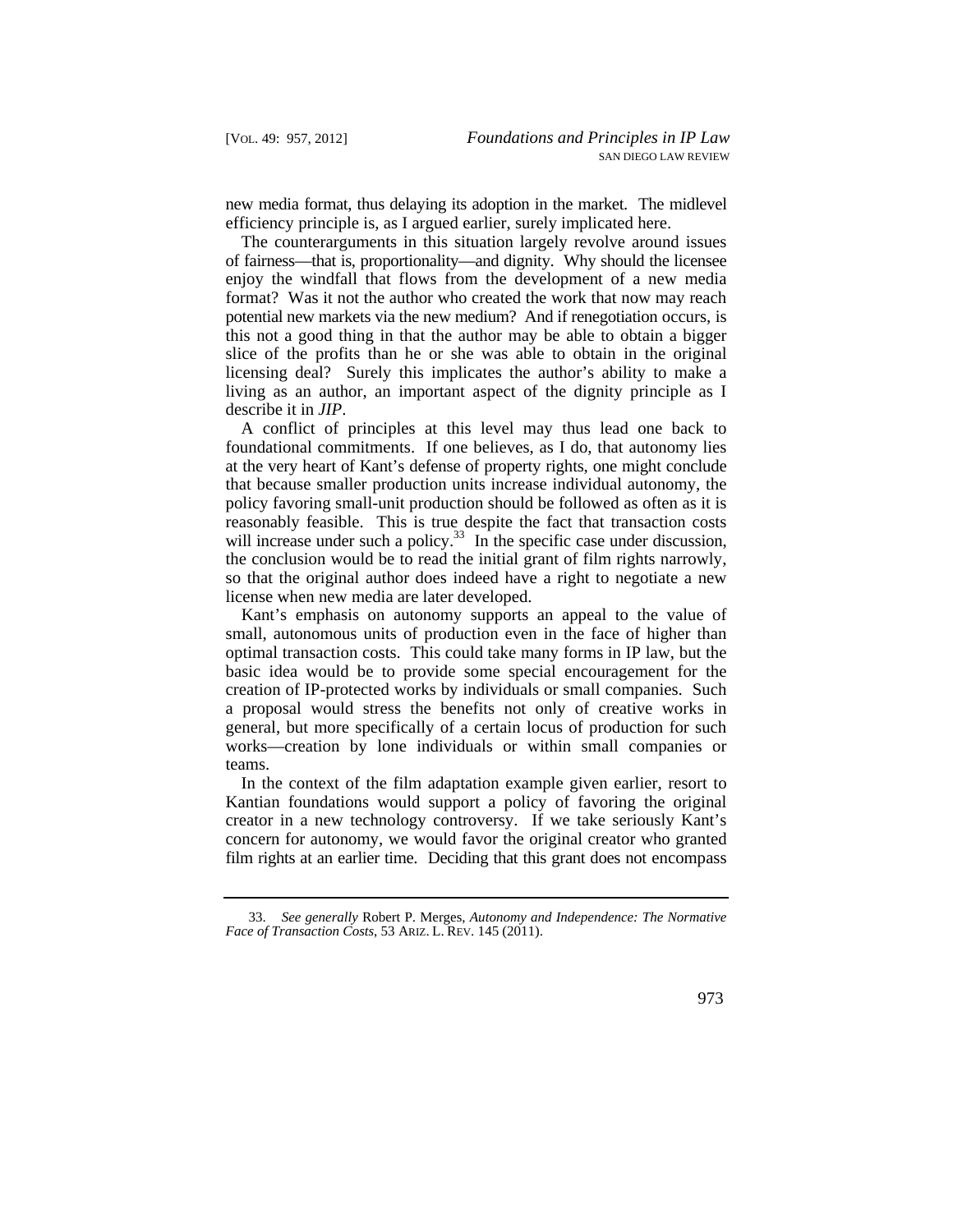new media format, thus delaying its adoption in the market. The midlevel efficiency principle is, as I argued earlier, surely implicated here.

The counterarguments in this situation largely revolve around issues of fairness—that is, proportionality—and dignity. Why should the licensee enjoy the windfall that flows from the development of a new media format? Was it not the author who created the work that now may reach potential new markets via the new medium? And if renegotiation occurs, is this not a good thing in that the author may be able to obtain a bigger slice of the profits than he or she was able to obtain in the original licensing deal? Surely this implicates the author's ability to make a living as an author, an important aspect of the dignity principle as I describe it in *JIP*.

A conflict of principles at this level may thus lead one back to foundational commitments. If one believes, as I do, that autonomy lies at the very heart of Kant's defense of property rights, one might conclude that because smaller production units increase individual autonomy, the policy favoring small-unit production should be followed as often as it is reasonably feasible. This is true despite the fact that transaction costs will increase under such a policy.[33] In the specific case under discussion, the conclusion would be to read the initial grant of film rights narrowly, so that the original author does indeed have a right to negotiate a new license when new media are later developed.

Kant's emphasis on autonomy supports an appeal to the value of small, autonomous units of production even in the face of higher than optimal transaction costs. This could take many forms in IP law, but the basic idea would be to provide some special encouragement for the creation of IP-protected works by individuals or small companies. Such a proposal would stress the benefits not only of creative works in general, but more specifically of a certain locus of production for such works—creation by lone individuals or within small companies or teams.

In the context of the film adaptation example given earlier, resort to Kantian foundations would support a policy of favoring the original creator in a new technology controversy. If we take seriously Kant's concern for autonomy, we would favor the original creator who granted film rights at an earlier time. Deciding that this grant does not encompass

---

33. *See generally* Robert P. Merges, *Autonomy and Independence: The Normative Face of Transaction Costs*, 53 ARIZ. L. REV. 145 (2011).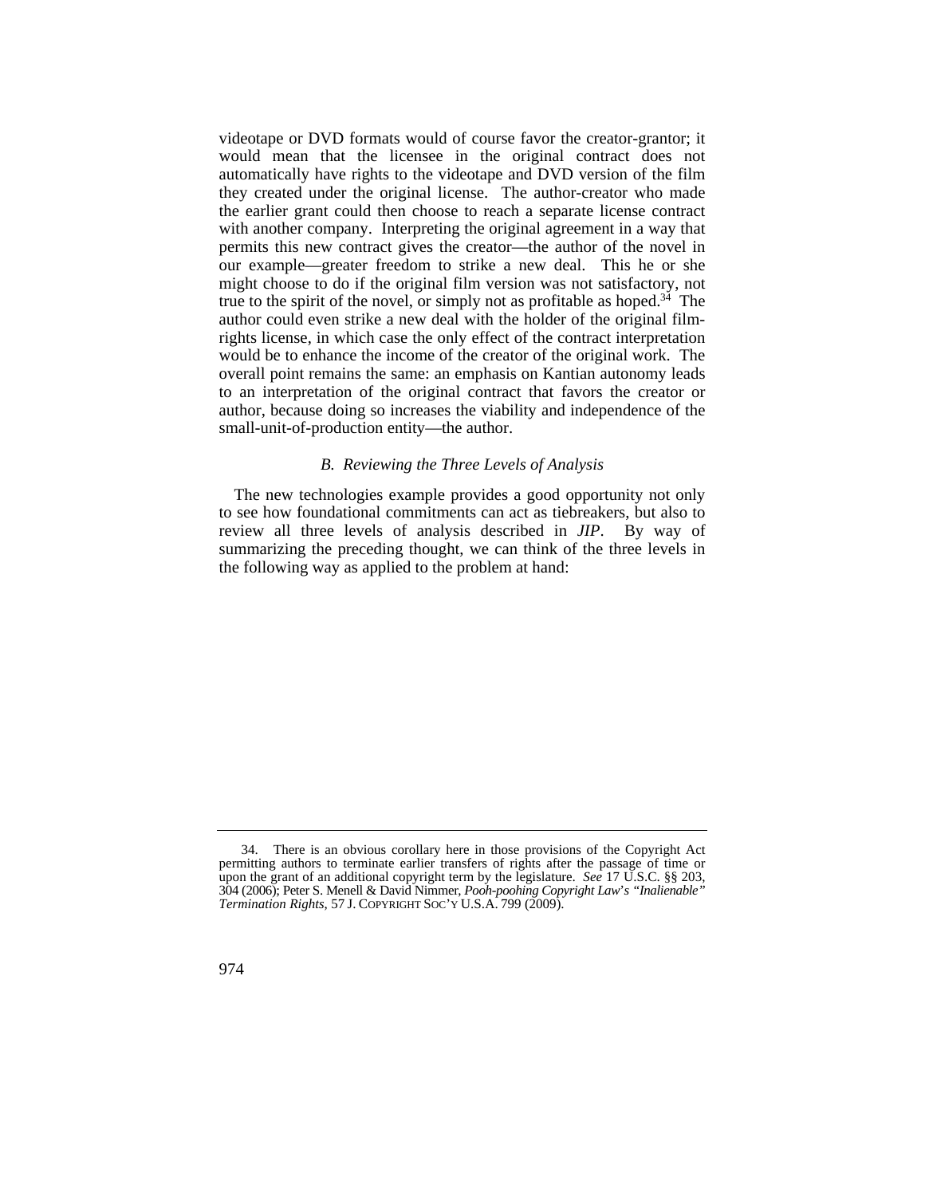videotape or DVD formats would of course favor the creator-grantor; it would mean that the licensee in the original contract does not automatically have rights to the videotape and DVD version of the film they created under the original license. The author-creator who made the earlier grant could then choose to reach a separate license contract with another company. Interpreting the original agreement in a way that permits this new contract gives the creator—the author of the novel in our example—greater freedom to strike a new deal. This he or she might choose to do if the original film version was not satisfactory, not true to the spirit of the novel, or simply not as profitable as hoped.[34] The author could even strike a new deal with the holder of the original film-rights license, in which case the only effect of the contract interpretation would be to enhance the income of the creator of the original work. The overall point remains the same: an emphasis on Kantian autonomy leads to an interpretation of the original contract that favors the creator or author, because doing so increases the viability and independence of the small-unit-of-production entity—the author.

### *B. Reviewing the Three Levels of Analysis*

The new technologies example provides a good opportunity not only to see how foundational commitments can act as tiebreakers, but also to review all three levels of analysis described in *JIP*. By way of summarizing the preceding thought, we can think of the three levels in the following way as applied to the problem at hand:

---

34. There is an obvious corollary here in those provisions of the Copyright Act permitting authors to terminate earlier transfers of rights after the passage of time or upon the grant of an additional copyright term by the legislature. *See* 17 U.S.C. §§ 203, 304 (2006); Peter S. Menell & David Nimmer, *Pooh-poohing Copyright Law's "Inalienable" Termination Rights*, 57 J. COPYRIGHT SOC'Y U.S.A. 799 (2009).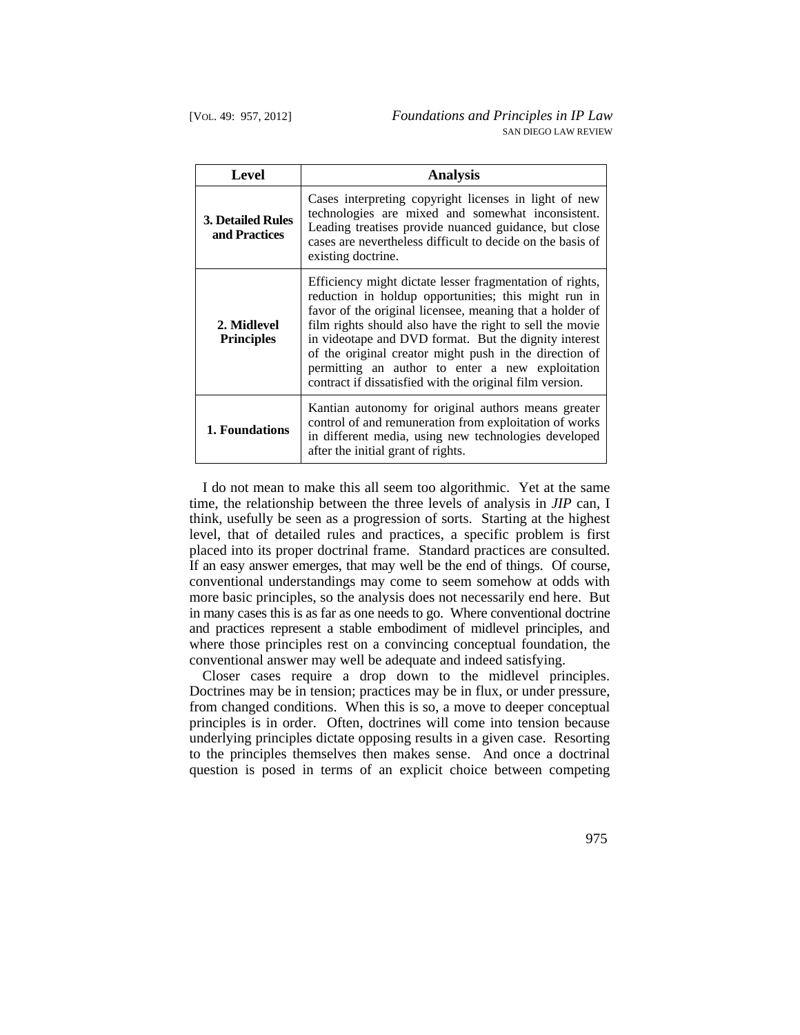| Level | Analysis |
|---|---|
| **3. Detailed Rules and Practices** | Cases interpreting copyright licenses in light of new technologies are mixed and somewhat inconsistent. Leading treatises provide nuanced guidance, but close cases are nevertheless difficult to decide on the basis of existing doctrine. |
| **2. Midlevel Principles** | Efficiency might dictate lesser fragmentation of rights, reduction in holdup opportunities; this might run in favor of the original licensee, meaning that a holder of film rights should also have the right to sell the movie in videotape and DVD format. But the dignity interest of the original creator might push in the direction of permitting an author to enter a new exploitation contract if dissatisfied with the original film version. |
| **1. Foundations** | Kantian autonomy for original authors means greater control of and remuneration from exploitation of works in different media, using new technologies developed after the initial grant of rights. |

I do not mean to make this all seem too algorithmic. Yet at the same time, the relationship between the three levels of analysis in *JIP* can, I think, usefully be seen as a progression of sorts. Starting at the highest level, that of detailed rules and practices, a specific problem is first placed into its proper doctrinal frame. Standard practices are consulted. If an easy answer emerges, that may well be the end of things. Of course, conventional understandings may come to seem somehow at odds with more basic principles, so the analysis does not necessarily end here. But in many cases this is as far as one needs to go. Where conventional doctrine and practices represent a stable embodiment of midlevel principles, and where those principles rest on a convincing conceptual foundation, the conventional answer may well be adequate and indeed satisfying.

Closer cases require a drop down to the midlevel principles. Doctrines may be in tension; practices may be in flux, or under pressure, from changed conditions. When this is so, a move to deeper conceptual principles is in order. Often, doctrines will come into tension because underlying principles dictate opposing results in a given case. Resorting to the principles themselves then makes sense. And once a doctrinal question is posed in terms of an explicit choice between competing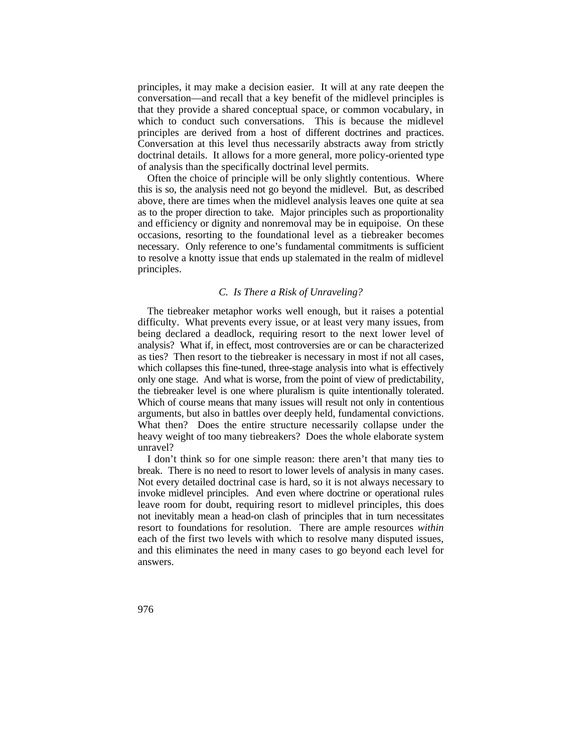principles, it may make a decision easier. It will at any rate deepen the conversation—and recall that a key benefit of the midlevel principles is that they provide a shared conceptual space, or common vocabulary, in which to conduct such conversations. This is because the midlevel principles are derived from a host of different doctrines and practices. Conversation at this level thus necessarily abstracts away from strictly doctrinal details. It allows for a more general, more policy-oriented type of analysis than the specifically doctrinal level permits.

Often the choice of principle will be only slightly contentious. Where this is so, the analysis need not go beyond the midlevel. But, as described above, there are times when the midlevel analysis leaves one quite at sea as to the proper direction to take. Major principles such as proportionality and efficiency or dignity and nonremoval may be in equipoise. On these occasions, resorting to the foundational level as a tiebreaker becomes necessary. Only reference to one's fundamental commitments is sufficient to resolve a knotty issue that ends up stalemated in the realm of midlevel principles.

### *C. Is There a Risk of Unraveling?*

The tiebreaker metaphor works well enough, but it raises a potential difficulty. What prevents every issue, or at least very many issues, from being declared a deadlock, requiring resort to the next lower level of analysis? What if, in effect, most controversies are or can be characterized as ties? Then resort to the tiebreaker is necessary in most if not all cases, which collapses this fine-tuned, three-stage analysis into what is effectively only one stage. And what is worse, from the point of view of predictability, the tiebreaker level is one where pluralism is quite intentionally tolerated. Which of course means that many issues will result not only in contentious arguments, but also in battles over deeply held, fundamental convictions. What then? Does the entire structure necessarily collapse under the heavy weight of too many tiebreakers? Does the whole elaborate system unravel?

I don't think so for one simple reason: there aren't that many ties to break. There is no need to resort to lower levels of analysis in many cases. Not every detailed doctrinal case is hard, so it is not always necessary to invoke midlevel principles. And even where doctrine or operational rules leave room for doubt, requiring resort to midlevel principles, this does not inevitably mean a head-on clash of principles that in turn necessitates resort to foundations for resolution. There are ample resources *within* each of the first two levels with which to resolve many disputed issues, and this eliminates the need in many cases to go beyond each level for answers.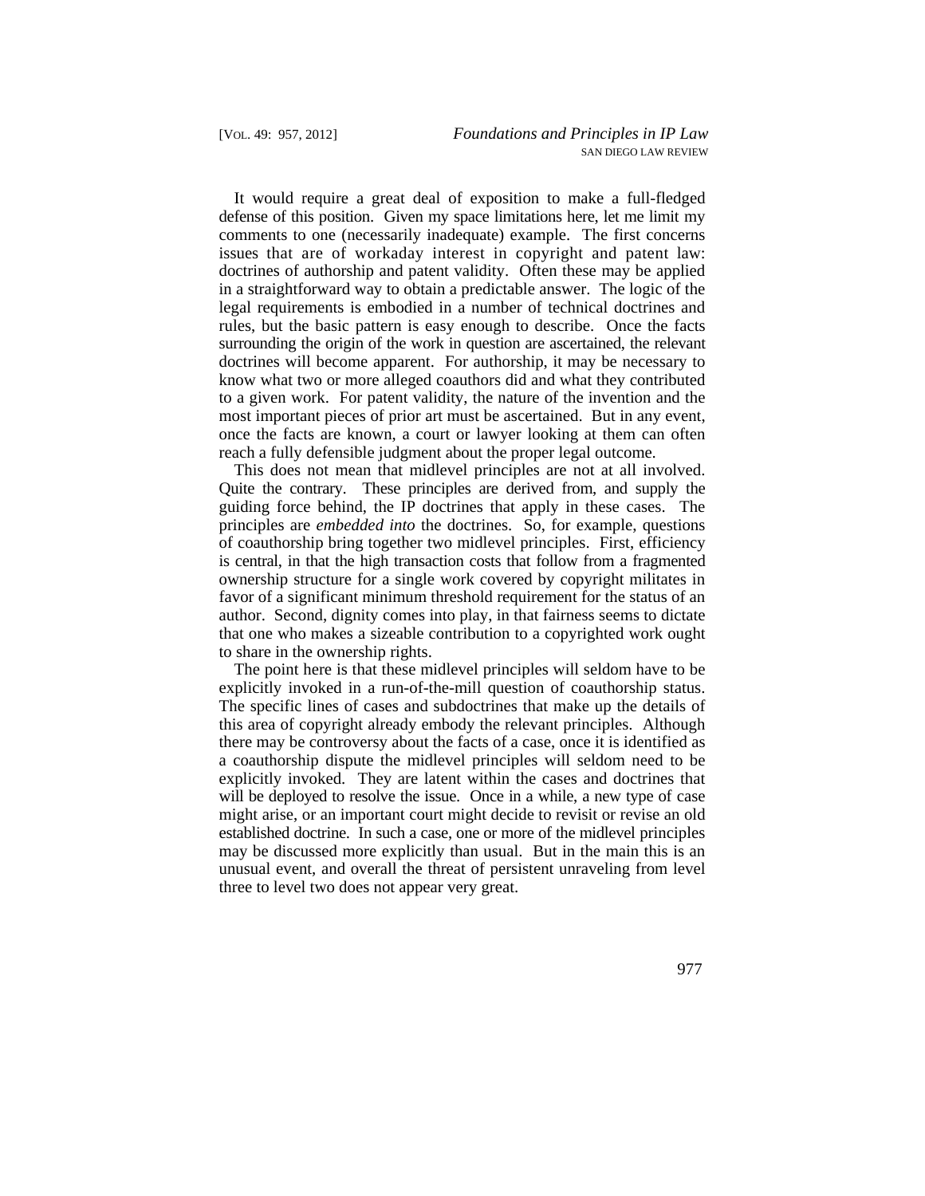It would require a great deal of exposition to make a full-fledged defense of this position. Given my space limitations here, let me limit my comments to one (necessarily inadequate) example. The first concerns issues that are of workaday interest in copyright and patent law: doctrines of authorship and patent validity. Often these may be applied in a straightforward way to obtain a predictable answer. The logic of the legal requirements is embodied in a number of technical doctrines and rules, but the basic pattern is easy enough to describe. Once the facts surrounding the origin of the work in question are ascertained, the relevant doctrines will become apparent. For authorship, it may be necessary to know what two or more alleged coauthors did and what they contributed to a given work. For patent validity, the nature of the invention and the most important pieces of prior art must be ascertained. But in any event, once the facts are known, a court or lawyer looking at them can often reach a fully defensible judgment about the proper legal outcome.

This does not mean that midlevel principles are not at all involved. Quite the contrary. These principles are derived from, and supply the guiding force behind, the IP doctrines that apply in these cases. The principles are *embedded into* the doctrines. So, for example, questions of coauthorship bring together two midlevel principles. First, efficiency is central, in that the high transaction costs that follow from a fragmented ownership structure for a single work covered by copyright militates in favor of a significant minimum threshold requirement for the status of an author. Second, dignity comes into play, in that fairness seems to dictate that one who makes a sizeable contribution to a copyrighted work ought to share in the ownership rights.

The point here is that these midlevel principles will seldom have to be explicitly invoked in a run-of-the-mill question of coauthorship status. The specific lines of cases and subdoctrines that make up the details of this area of copyright already embody the relevant principles. Although there may be controversy about the facts of a case, once it is identified as a coauthorship dispute the midlevel principles will seldom need to be explicitly invoked. They are latent within the cases and doctrines that will be deployed to resolve the issue. Once in a while, a new type of case might arise, or an important court might decide to revisit or revise an old established doctrine. In such a case, one or more of the midlevel principles may be discussed more explicitly than usual. But in the main this is an unusual event, and overall the threat of persistent unraveling from level three to level two does not appear very great.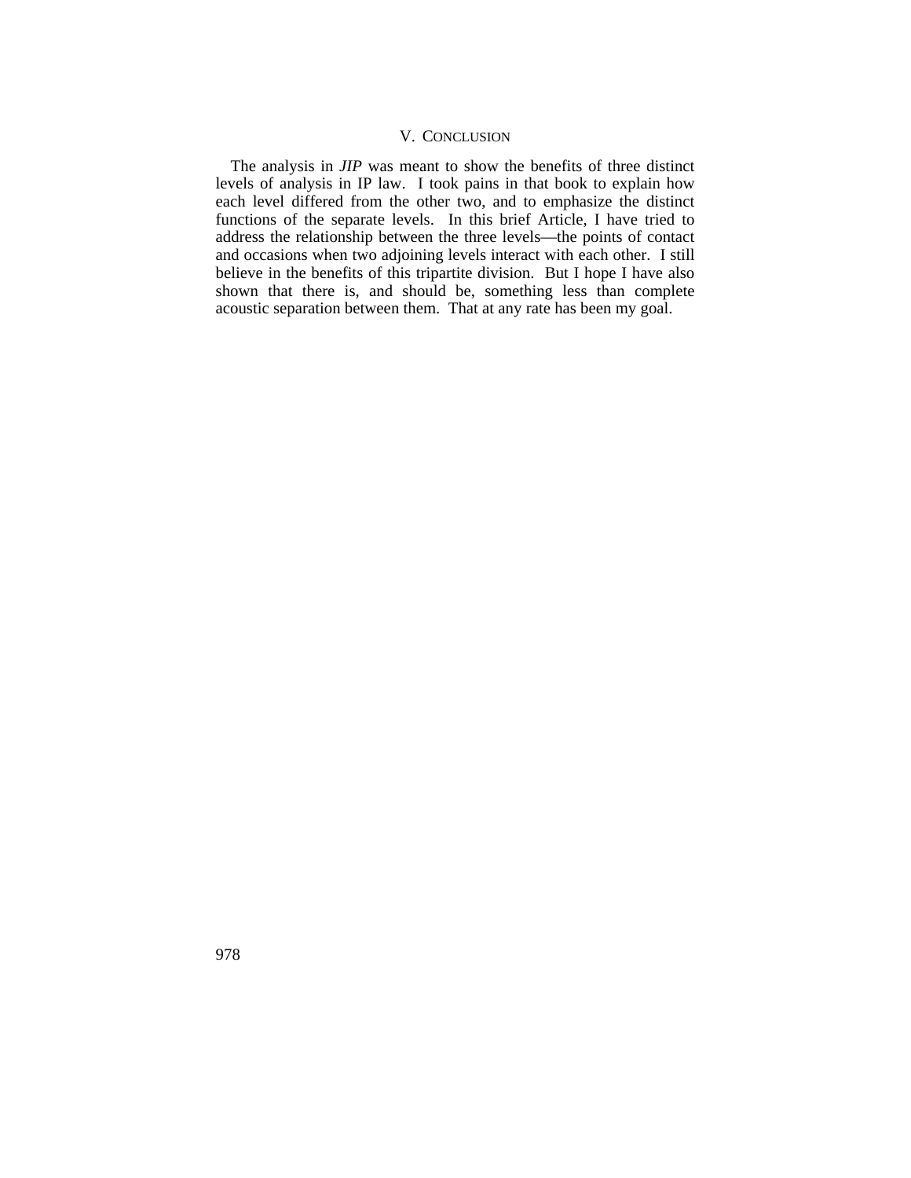## V. CONCLUSION

The analysis in *JIP* was meant to show the benefits of three distinct levels of analysis in IP law. I took pains in that book to explain how each level differed from the other two, and to emphasize the distinct functions of the separate levels. In this brief Article, I have tried to address the relationship between the three levels—the points of contact and occasions when two adjoining levels interact with each other. I still believe in the benefits of this tripartite division. But I hope I have also shown that there is, and should be, something less than complete acoustic separation between them. That at any rate has been my goal.